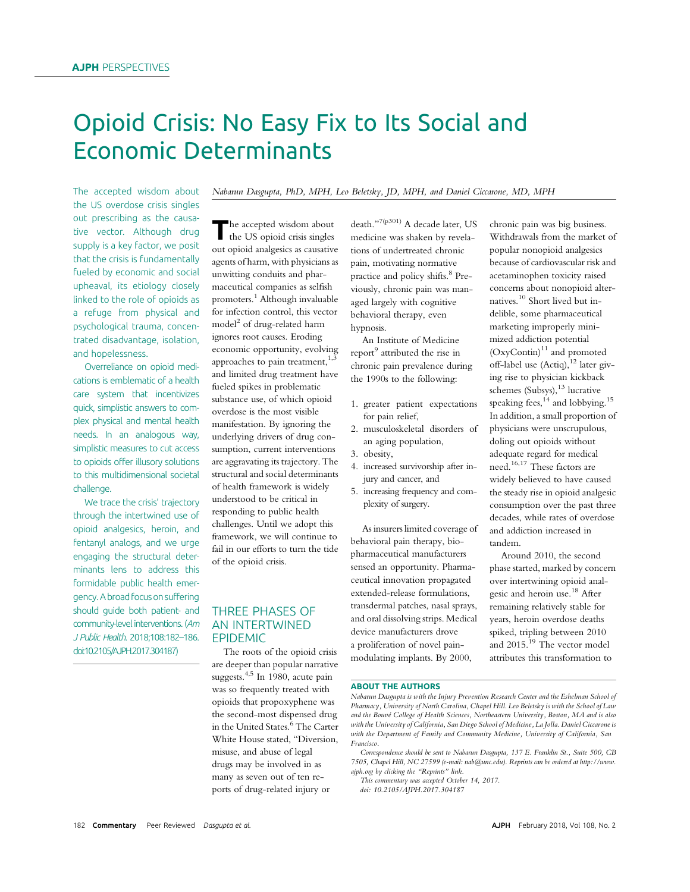AJPH PERSPECTIVES

# Opioid Crisis: No Easy Fix to Its Social and Economic Determinants

*Nabarun Dasgupta, PhD, MPH, Leo Beletsky, JD, MPH, and Daniel Ciccarone, MD, MPH*

The accepted wisdom about the US overdose crisis singles out prescribing as the causative vector. Although drug supply is a key factor, we posit that the crisis is fundamentally fueled by economic and social upheaval, its etiology closely linked to the role of opioids as a refuge from physical and psychological trauma, concentrated disadvantage, isolation, and hopelessness.

Overreliance on opioid medications is emblematic of a health care system that incentivizes quick, simplistic answers to complex physical and mental health needs. In an analogous way, simplistic measures to cut access to opioids offer illusory solutions to this multidimensional societal challenge.

We trace the crisis' trajectory through the intertwined use of opioid analgesics, heroin, and fentanyl analogs, and we urge engaging the structural determinants lens to address this formidable public health emergency. A broad focus on suffering should guide both patient- and community-level interventions. (*Am J Public Health*. 2018;108:182–186. doi:10.2105/AJPH.2017.304187)

The accepted wisdom about the US opioid crisis singles out opioid analgesics as causative agents of harm, with physicians as unwitting conduits and pharmaceutical companies as selfish promoters.[1] Although invaluable for infection control, this vector model[2] of drug-related harm ignores root causes. Eroding economic opportunity, evolving approaches to pain treatment,[1,3] and limited drug treatment have fueled spikes in problematic substance use, of which opioid overdose is the most visible manifestation. By ignoring the underlying drivers of drug consumption, current interventions are aggravating its trajectory. The structural and social determinants of health framework is widely understood to be critical in responding to public health challenges. Until we adopt this framework, we will continue to fail in our efforts to turn the tide of the opioid crisis.

## THREE PHASES OF AN INTERTWINED EPIDEMIC

The roots of the opioid crisis are deeper than popular narrative suggests.[4,5] In 1980, acute pain was so frequently treated with opioids that propoxyphene was the second-most dispensed drug in the United States.[6] The Carter White House stated, "Diversion, misuse, and abuse of legal drugs may be involved in as many as seven out of ten reports of drug-related injury or death."[7(p301)] A decade later, US medicine was shaken by revelations of undertreated chronic pain, motivating normative practice and policy shifts.[8] Previously, chronic pain was managed largely with cognitive behavioral therapy, even hypnosis.

An Institute of Medicine report[9] attributed the rise in chronic pain prevalence during the 1990s to the following:

1. greater patient expectations for pain relief,
2. musculoskeletal disorders of an aging population,
3. obesity,
4. increased survivorship after injury and cancer, and
5. increasing frequency and complexity of surgery.

As insurers limited coverage of behavioral pain therapy, biopharmaceutical manufacturers sensed an opportunity. Pharmaceutical innovation propagated extended-release formulations, transdermal patches, nasal sprays, and oral dissolving strips. Medical device manufacturers drove a proliferation of novel pain-modulating implants. By 2000, chronic pain was big business. Withdrawals from the market of popular nonopioid analgesics because of cardiovascular risk and acetaminophen toxicity raised concerns about nonopioid alternatives.[10] Short lived but indelible, some pharmaceutical marketing improperly minimized addiction potential (OxyContin)[11] and promoted off-label use (Actiq),[12] later giving rise to physician kickback schemes (Subsys),[13] lucrative speaking fees,[14] and lobbying.[15] In addition, a small proportion of physicians were unscrupulous, doling out opioids without adequate regard for medical need.[16,17] These factors are widely believed to have caused the steady rise in opioid analgesic consumption over the past three decades, while rates of overdose and addiction increased in tandem.

Around 2010, the second phase started, marked by concern over intertwining opioid analgesic and heroin use.[18] After remaining relatively stable for years, heroin overdose deaths spiked, tripling between 2010 and 2015.[19] The vector model attributes this transformation to

### ABOUT THE AUTHORS

*Nabarun Dasgupta is with the Injury Prevention Research Center and the Eshelman School of Pharmacy, University of North Carolina, Chapel Hill. Leo Beletsky is with the School of Law and the Bouvé College of Health Sciences, Northeastern University, Boston, MA and is also with the University of California, San Diego School of Medicine, La Jolla. Daniel Ciccarone is with the Department of Family and Community Medicine, University of California, San Francisco.*

*Correspondence should be sent to Nabarun Dasgupta, 137 E. Franklin St., Suite 500, CB 7505, Chapel Hill, NC 27599 (e-mail: nab@unc.edu). Reprints can be ordered at http://www.ajph.org by clicking the "Reprints" link.*

*This commentary was accepted October 14, 2017.*

*doi: 10.2105/AJPH.2017.304187*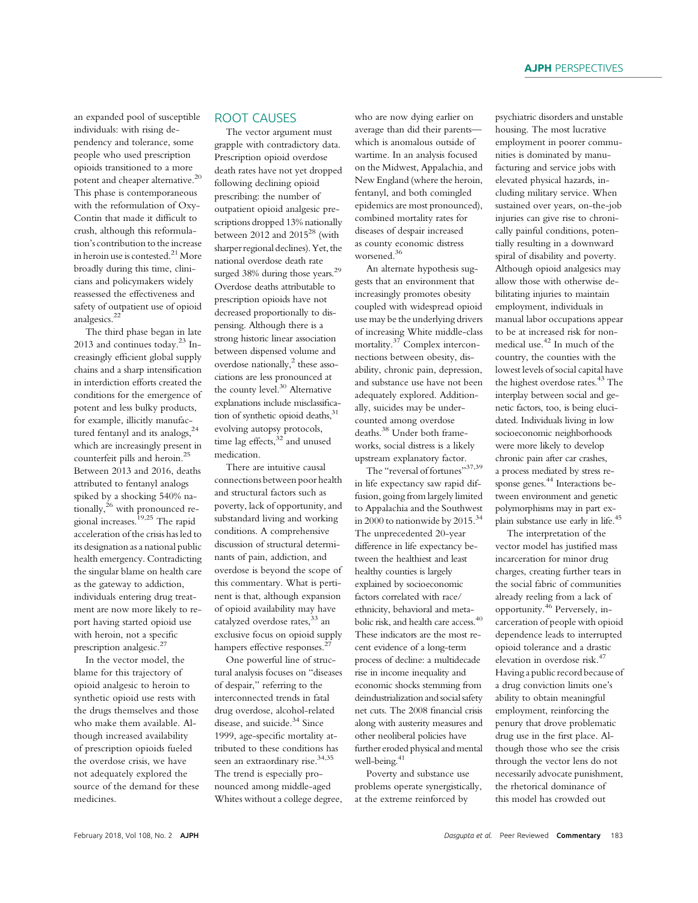an expanded pool of susceptible individuals: with rising dependency and tolerance, some people who used prescription opioids transitioned to a more potent and cheaper alternative.[20] This phase is contemporaneous with the reformulation of OxyContin that made it difficult to crush, although this reformulation's contribution to the increase in heroin use is contested.[21] More broadly during this time, clinicians and policymakers widely reassessed the effectiveness and safety of outpatient use of opioid analgesics.[22]

The third phase began in late 2013 and continues today.[23] Increasingly efficient global supply chains and a sharp intensification in interdiction efforts created the conditions for the emergence of potent and less bulky products, for example, illicitly manufactured fentanyl and its analogs,[24] which are increasingly present in counterfeit pills and heroin.[25] Between 2013 and 2016, deaths attributed to fentanyl analogs spiked by a shocking 540% nationally,[26] with pronounced regional increases.[19,25] The rapid acceleration of the crisis has led to its designation as a national public health emergency. Contradicting the singular blame on health care as the gateway to addiction, individuals entering drug treatment are now more likely to report having started opioid use with heroin, not a specific prescription analgesic.[27]

In the vector model, the blame for this trajectory of opioid analgesic to heroin to synthetic opioid use rests with the drugs themselves and those who make them available. Although increased availability of prescription opioids fueled the overdose crisis, we have not adequately explored the source of the demand for these medicines.

## ROOT CAUSES

The vector argument must grapple with contradictory data. Prescription opioid overdose death rates have not yet dropped following declining opioid prescribing: the number of outpatient opioid analgesic prescriptions dropped 13% nationally between 2012 and 2015[28] (with sharper regional declines). Yet, the national overdose death rate surged 38% during those years.[29] Overdose deaths attributable to prescription opioids have not decreased proportionally to dispensing. Although there is a strong historic linear association between dispensed volume and overdose nationally,[2] these associations are less pronounced at the county level.[30] Alternative explanations include misclassification of synthetic opioid deaths,[31] evolving autopsy protocols, time lag effects,[32] and unused medication.

There are intuitive causal connections between poor health and structural factors such as poverty, lack of opportunity, and substandard living and working conditions. A comprehensive discussion of structural determinants of pain, addiction, and overdose is beyond the scope of this commentary. What is pertinent is that, although expansion of opioid availability may have catalyzed overdose rates,[33] an exclusive focus on opioid supply hampers effective responses.[27]

One powerful line of structural analysis focuses on "diseases of despair," referring to the interconnected trends in fatal drug overdose, alcohol-related disease, and suicide.[34] Since 1999, age-specific mortality attributed to these conditions has seen an extraordinary rise.[34,35] The trend is especially pronounced among middle-aged Whites without a college degree, who are now dying earlier on average than did their parents—which is anomalous outside of wartime. In an analysis focused on the Midwest, Appalachia, and New England (where the heroin, fentanyl, and both comingled epidemics are most pronounced), combined mortality rates for diseases of despair increased as county economic distress worsened.[36]

An alternate hypothesis suggests that an environment that increasingly promotes obesity coupled with widespread opioid use may be the underlying drivers of increasing White middle-class mortality.[37] Complex interconnections between obesity, disability, chronic pain, depression, and substance use have not been adequately explored. Additionally, suicides may be undercounted among overdose deaths.[38] Under both frameworks, social distress is a likely upstream explanatory factor.

The "reversal of fortunes"[37,39] in life expectancy saw rapid diffusion, going from largely limited to Appalachia and the Southwest in 2000 to nationwide by 2015.[34] The unprecedented 20-year difference in life expectancy between the healthiest and least healthy counties is largely explained by socioeconomic factors correlated with race/ethnicity, behavioral and metabolic risk, and health care access.[40] These indicators are the most recent evidence of a long-term process of decline: a multidecade rise in income inequality and economic shocks stemming from deindustrialization and social safety net cuts. The 2008 financial crisis along with austerity measures and other neoliberal policies have further eroded physical and mental well-being.[41]

Poverty and substance use problems operate synergistically, at the extreme reinforced by psychiatric disorders and unstable housing. The most lucrative employment in poorer communities is dominated by manufacturing and service jobs with elevated physical hazards, including military service. When sustained over years, on-the-job injuries can give rise to chronically painful conditions, potentially resulting in a downward spiral of disability and poverty. Although opioid analgesics may allow those with otherwise debilitating injuries to maintain employment, individuals in manual labor occupations appear to be at increased risk for nonmedical use.[42] In much of the country, the counties with the lowest levels of social capital have the highest overdose rates.[43] The interplay between social and genetic factors, too, is being elucidated. Individuals living in low socioeconomic neighborhoods were more likely to develop chronic pain after car crashes, a process mediated by stress response genes.[44] Interactions between environment and genetic polymorphisms may in part explain substance use early in life.[45]

The interpretation of the vector model has justified mass incarceration for minor drug charges, creating further tears in the social fabric of communities already reeling from a lack of opportunity.[46] Perversely, incarceration of people with opioid dependence leads to interrupted opioid tolerance and a drastic elevation in overdose risk.[47] Having a public record because of a drug conviction limits one's ability to obtain meaningful employment, reinforcing the penury that drove problematic drug use in the first place. Although those who see the crisis through the vector lens do not necessarily advocate punishment, the rhetorical dominance of this model has crowded out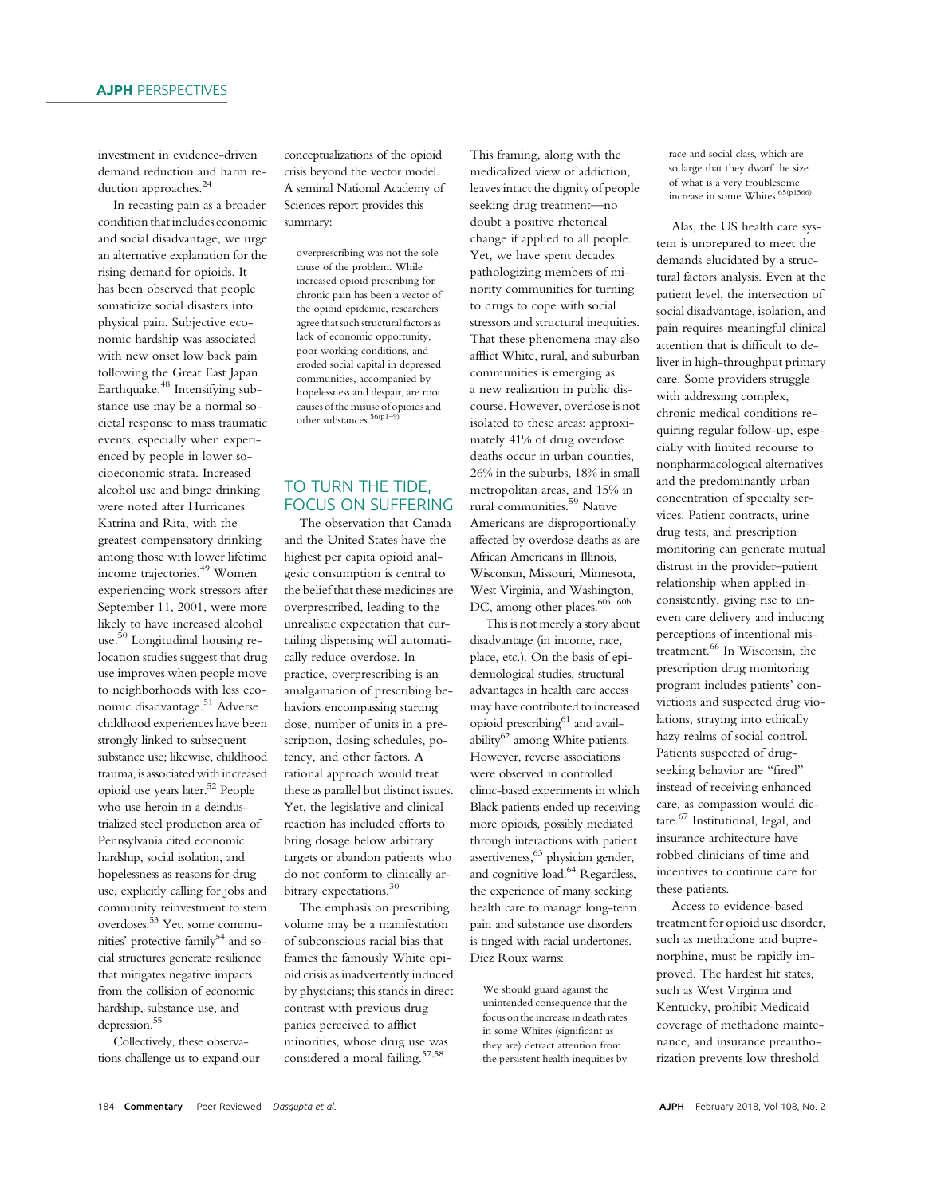investment in evidence-driven demand reduction and harm reduction approaches.[24]

In recasting pain as a broader condition that includes economic and social disadvantage, we urge an alternative explanation for the rising demand for opioids. It has been observed that people somaticize social disasters into physical pain. Subjective economic hardship was associated with new onset low back pain following the Great East Japan Earthquake.[48] Intensifying substance use may be a normal societal response to mass traumatic events, especially when experienced by people in lower socioeconomic strata. Increased alcohol use and binge drinking were noted after Hurricanes Katrina and Rita, with the greatest compensatory drinking among those with lower lifetime income trajectories.[49] Women experiencing work stressors after September 11, 2001, were more likely to have increased alcohol use.[50] Longitudinal housing relocation studies suggest that drug use improves when people move to neighborhoods with less economic disadvantage.[51] Adverse childhood experiences have been strongly linked to subsequent substance use; likewise, childhood trauma, is associated with increased opioid use years later.[52] People who use heroin in a deindustrialized steel production area of Pennsylvania cited economic hardship, social isolation, and hopelessness as reasons for drug use, explicitly calling for jobs and community reinvestment to stem overdoses.[53] Yet, some communities' protective family[54] and social structures generate resilience that mitigates negative impacts from the collision of economic hardship, substance use, and depression.[55]

Collectively, these observations challenge us to expand our conceptualizations of the opioid crisis beyond the vector model. A seminal National Academy of Sciences report provides this summary:

> overprescribing was not the sole cause of the problem. While increased opioid prescribing for chronic pain has been a vector of the opioid epidemic, researchers agree that such structural factors as lack of economic opportunity, poor working conditions, and eroded social capital in depressed communities, accompanied by hopelessness and despair, are root causes of the misuse of opioids and other substances.[56(p1–9)]

## TO TURN THE TIDE, FOCUS ON SUFFERING

The observation that Canada and the United States have the highest per capita opioid analgesic consumption is central to the belief that these medicines are overprescribed, leading to the unrealistic expectation that curtailing dispensing will automatically reduce overdose. In practice, overprescribing is an amalgamation of prescribing behaviors encompassing starting dose, number of units in a prescription, dosing schedules, potency, and other factors. A rational approach would treat these as parallel but distinct issues. Yet, the legislative and clinical reaction has included efforts to bring dosage below arbitrary targets or abandon patients who do not conform to clinically arbitrary expectations.[30]

The emphasis on prescribing volume may be a manifestation of subconscious racial bias that frames the famously White opioid crisis as inadvertently induced by physicians; this stands in direct contrast with previous drug panics perceived to afflict minorities, whose drug use was considered a moral failing.[57,58] This framing, along with the medicalized view of addiction, leaves intact the dignity of people seeking drug treatment—no doubt a positive rhetorical change if applied to all people. Yet, we have spent decades pathologizing members of minority communities for turning to drugs to cope with social stressors and structural inequities. That these phenomena may also afflict White, rural, and suburban communities is emerging as a new realization in public discourse. However, overdose is not isolated to these areas: approximately 41% of drug overdose deaths occur in urban counties, 26% in the suburbs, 18% in small metropolitan areas, and 15% in rural communities.[59] Native Americans are disproportionally affected by overdose deaths as are African Americans in Illinois, Wisconsin, Missouri, Minnesota, West Virginia, and Washington, DC, among other places.[60a, 60b]

This is not merely a story about disadvantage (in income, race, place, etc.). On the basis of epidemiological studies, structural advantages in health care access may have contributed to increased opioid prescribing[61] and availability[62] among White patients. However, reverse associations were observed in controlled clinic-based experiments in which Black patients ended up receiving more opioids, possibly mediated through interactions with patient assertiveness,[63] physician gender, and cognitive load.[64] Regardless, the experience of many seeking health care to manage long-term pain and substance use disorders is tinged with racial undertones. Diez Roux warns:

> We should guard against the unintended consequence that the focus on the increase in death rates in some Whites (significant as they are) detract attention from the persistent health inequities by race and social class, which are so large that they dwarf the size of what is a very troublesome increase in some Whites.[65(p1566)]

Alas, the US health care system is unprepared to meet the demands elucidated by a structural factors analysis. Even at the patient level, the intersection of social disadvantage, isolation, and pain requires meaningful clinical attention that is difficult to deliver in high-throughput primary care. Some providers struggle with addressing complex, chronic medical conditions requiring regular follow-up, especially with limited recourse to nonpharmacological alternatives and the predominantly urban concentration of specialty services. Patient contracts, urine drug tests, and prescription monitoring can generate mutual distrust in the provider–patient relationship when applied inconsistently, giving rise to uneven care delivery and inducing perceptions of intentional mistreatment.[66] In Wisconsin, the prescription drug monitoring program includes patients' convictions and suspected drug violations, straying into ethically hazy realms of social control. Patients suspected of drug-seeking behavior are "fired" instead of receiving enhanced care, as compassion would dictate.[67] Institutional, legal, and insurance architecture have robbed clinicians of time and incentives to continue care for these patients.

Access to evidence-based treatment for opioid use disorder, such as methadone and buprenorphine, must be rapidly improved. The hardest hit states, such as West Virginia and Kentucky, prohibit Medicaid coverage of methadone maintenance, and insurance preauthorization prevents low threshold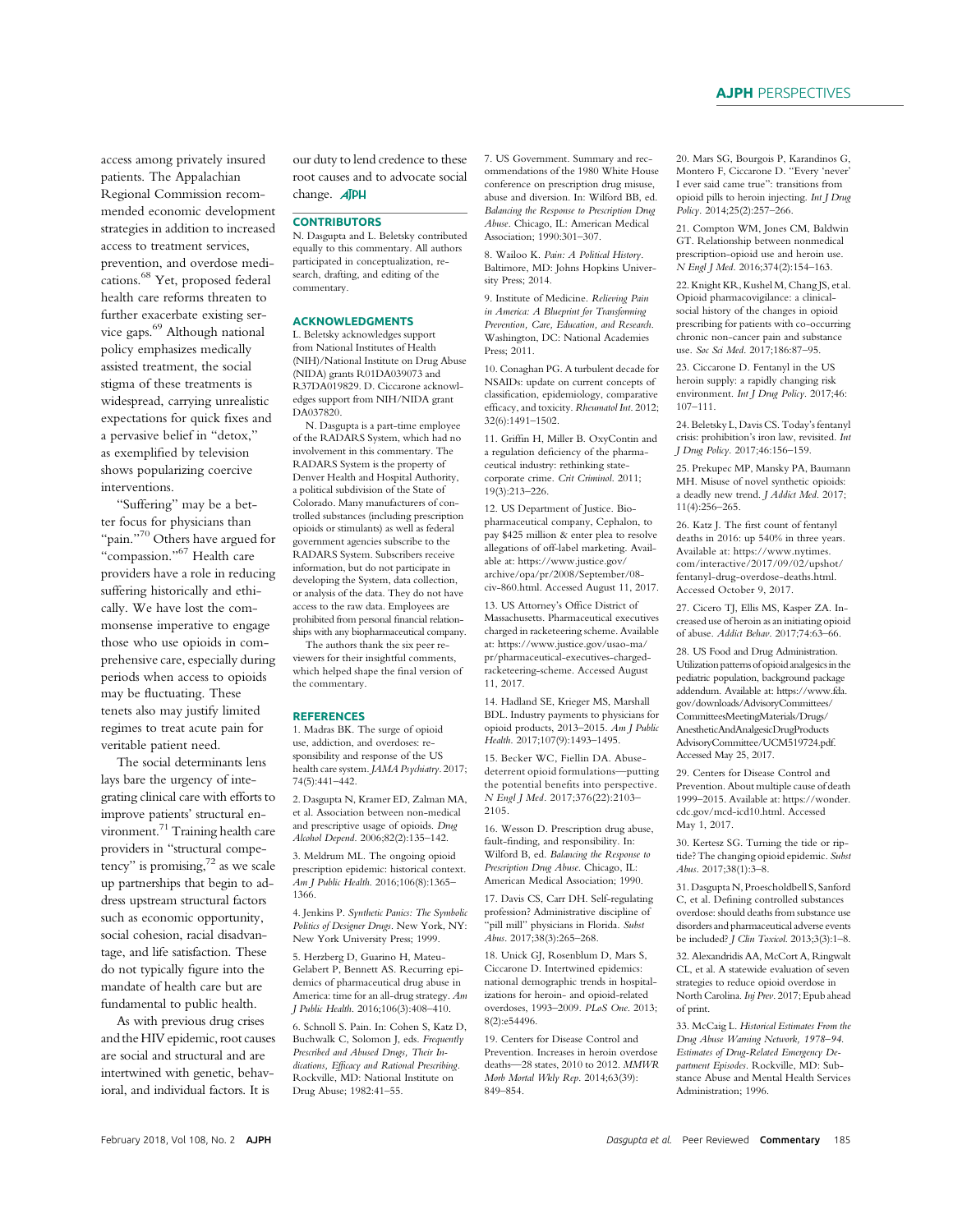access among privately insured patients. The Appalachian Regional Commission recommended economic development strategies in addition to increased access to treatment services, prevention, and overdose medications.[68] Yet, proposed federal health care reforms threaten to further exacerbate existing service gaps.[69] Although national policy emphasizes medically assisted treatment, the social stigma of these treatments is widespread, carrying unrealistic expectations for quick fixes and a pervasive belief in "detox," as exemplified by television shows popularizing coercive interventions.

"Suffering" may be a better focus for physicians than "pain."[70] Others have argued for "compassion."[67] Health care providers have a role in reducing suffering historically and ethically. We have lost the commonsense imperative to engage those who use opioids in comprehensive care, especially during periods when access to opioids may be fluctuating. These tenets also may justify limited regimes to treat acute pain for veritable patient need.

The social determinants lens lays bare the urgency of integrating clinical care with efforts to improve patients' structural environment.[71] Training health care providers in "structural competency" is promising,[72] as we scale up partnerships that begin to address upstream structural factors such as economic opportunity, social cohesion, racial disadvantage, and life satisfaction. These do not typically figure into the mandate of health care but are fundamental to public health.

As with previous drug crises and the HIV epidemic, root causes are social and structural and are intertwined with genetic, behavioral, and individual factors. It is our duty to lend credence to these root causes and to advocate social change.

## CONTRIBUTORS

N. Dasgupta and L. Beletsky contributed equally to this commentary. All authors participated in conceptualization, research, drafting, and editing of the commentary.

## ACKNOWLEDGMENTS

L. Beletsky acknowledges support from National Institutes of Health (NIH)/National Institute on Drug Abuse (NIDA) grants R01DA039073 and R37DA019829. D. Ciccarone acknowledges support from NIH/NIDA grant DA037820.

N. Dasgupta is a part-time employee of the RADARS System, which had no involvement in this commentary. The RADARS System is the property of Denver Health and Hospital Authority, a political subdivision of the State of Colorado. Many manufacturers of controlled substances (including prescription opioids or stimulants) as well as federal government agencies subscribe to the RADARS System. Subscribers receive information, but do not participate in developing the System, data collection, or analysis of the data. They do not have access to the raw data. Employees are prohibited from personal financial relationships with any biopharmaceutical company.

The authors thank the six peer reviewers for their insightful comments, which helped shape the final version of the commentary.

## REFERENCES

1. Madras BK. The surge of opioid use, addiction, and overdoses: responsibility and response of the US health care system. *JAMA Psychiatry*. 2017; 74(5):441–442.

2. Dasgupta N, Kramer ED, Zalman MA, et al. Association between non-medical and prescriptive usage of opioids. *Drug Alcohol Depend*. 2006;82(2):135–142.

3. Meldrum ML. The ongoing opioid prescription epidemic: historical context. *Am J Public Health*. 2016;106(8):1365–1366.

4. Jenkins P. *Synthetic Panics: The Symbolic Politics of Designer Drugs*. New York, NY: New York University Press; 1999.

5. Herzberg D, Guarino H, Mateu-Gelabert P, Bennett AS. Recurring epidemics of pharmaceutical drug abuse in America: time for an all-drug strategy. *Am J Public Health*. 2016;106(3):408–410.

6. Schnoll S. Pain. In: Cohen S, Katz D, Buchwalk C, Solomon J, eds. *Frequently Prescribed and Abused Drugs, Their Indications, Efficacy and Rational Prescribing*. Rockville, MD: National Institute on Drug Abuse; 1982:41–55.

7. US Government. Summary and recommendations of the 1980 White House conference on prescription drug misuse, abuse and diversion. In: Wilford BB, ed. *Balancing the Response to Prescription Drug Abuse*. Chicago, IL: American Medical Association; 1990:301–307.

8. Wailoo K. *Pain: A Political History*. Baltimore, MD: Johns Hopkins University Press; 2014.

9. Institute of Medicine. *Relieving Pain in America: A Blueprint for Transforming Prevention, Care, Education, and Research*. Washington, DC: National Academies Press; 2011.

10. Conaghan PG. A turbulent decade for NSAIDs: update on current concepts of classification, epidemiology, comparative efficacy, and toxicity. *Rheumatol Int*. 2012; 32(6):1491–1502.

11. Griffin H, Miller B. OxyContin and a regulation deficiency of the pharmaceutical industry: rethinking state-corporate crime. *Crit Criminol*. 2011; 19(3):213–226.

12. US Department of Justice. Biopharmaceutical company, Cephalon, to pay $425 million & enter plea to resolve allegations of off-label marketing. Available at: https://www.justice.gov/archive/opa/pr/2008/September/08-civ-860.html. Accessed August 11, 2017.

13. US Attorney's Office District of Massachusetts. Pharmaceutical executives charged in racketeering scheme. Available at: https://www.justice.gov/usao-ma/pr/pharmaceutical-executives-charged-racketeering-scheme. Accessed August 11, 2017.

14. Hadland SE, Krieger MS, Marshall BDL. Industry payments to physicians for opioid products, 2013–2015. *Am J Public Health*. 2017;107(9):1493–1495.

15. Becker WC, Fiellin DA. Abuse-deterrent opioid formulations—putting the potential benefits into perspective. *N Engl J Med*. 2017;376(22):2103–2105.

16. Wesson D. Prescription drug abuse, fault-finding, and responsibility. In: Wilford B, ed. *Balancing the Response to Prescription Drug Abuse*. Chicago, IL: American Medical Association; 1990.

17. Davis CS, Carr DH. Self-regulating profession? Administrative discipline of "pill mill" physicians in Florida. *Subst Abus*. 2017;38(3):265–268.

18. Unick GJ, Rosenblum D, Mars S, Ciccarone D. Intertwined epidemics: national demographic trends in hospitalizations for heroin- and opioid-related overdoses, 1993–2009. *PLoS One*. 2013; 8(2):e54496.

19. Centers for Disease Control and Prevention. Increases in heroin overdose deaths—28 states, 2010 to 2012. *MMWR Morb Mortal Wkly Rep*. 2014;63(39): 849–854.

20. Mars SG, Bourgois P, Karandinos G, Montero F, Ciccarone D. "Every 'never' I ever said came true": transitions from opioid pills to heroin injecting. *Int J Drug Policy*. 2014;25(2):257–266.

21. Compton WM, Jones CM, Baldwin GT. Relationship between nonmedical prescription-opioid use and heroin use. *N Engl J Med*. 2016;374(2):154–163.

22. Knight KR, Kushel M, Chang JS, et al. Opioid pharmacovigilance: a clinical-social history of the changes in opioid prescribing for patients with co-occurring chronic non-cancer pain and substance use. *Soc Sci Med*. 2017;186:87–95.

23. Ciccarone D. Fentanyl in the US heroin supply: a rapidly changing risk environment. *Int J Drug Policy*. 2017;46: 107–111.

24. Beletsky L, Davis CS. Today's fentanyl crisis: prohibition's iron law, revisited. *Int J Drug Policy*. 2017;46:156–159.

25. Prekupec MP, Mansky PA, Baumann MH. Misuse of novel synthetic opioids: a deadly new trend. *J Addict Med*. 2017; 11(4):256–265.

26. Katz J. The first count of fentanyl deaths in 2016: up 540% in three years. Available at: https://www.nytimes.com/interactive/2017/09/02/upshot/fentanyl-drug-overdose-deaths.html. Accessed October 9, 2017.

27. Cicero TJ, Ellis MS, Kasper ZA. Increased use of heroin as an initiating opioid of abuse. *Addict Behav*. 2017;74:63–66.

28. US Food and Drug Administration. Utilization patterns of opioid analgesics in the pediatric population, background package addendum. Available at: https://www.fda.gov/downloads/AdvisoryCommittees/CommitteesMeetingMaterials/Drugs/AnestheticAndAnalgesicDrugProductsAdvisoryCommittee/UCM519724.pdf. Accessed May 25, 2017.

29. Centers for Disease Control and Prevention. About multiple cause of death 1999–2015. Available at: https://wonder.cdc.gov/mcd-icd10.html. Accessed May 1, 2017.

30. Kertesz SG. Turning the tide or riptide? The changing opioid epidemic. *Subst Abus*. 2017;38(1):3–8.

31. Dasgupta N, Proescholdbell S, Sanford C, et al. Defining controlled substances overdose: should deaths from substance use disorders and pharmaceutical adverse events be included? *J Clin Toxicol*. 2013;3(3):1–8.

32. Alexandridis AA, McCort A, Ringwalt CL, et al. A statewide evaluation of seven strategies to reduce opioid overdose in North Carolina. *Inj Prev*. 2017; Epub ahead of print.

33. McCaig L. *Historical Estimates From the Drug Abuse Warning Network, 1978–94. Estimates of Drug-Related Emergency Department Episodes*. Rockville, MD: Substance Abuse and Mental Health Services Administration; 1996.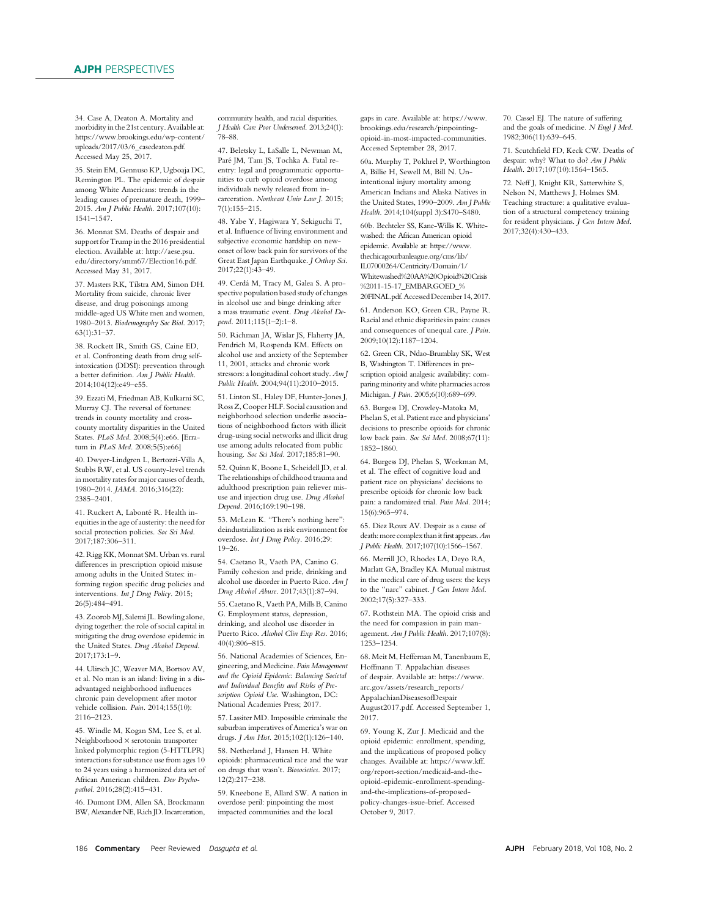34. Case A, Deaton A. Mortality and morbidity in the 21st century. Available at: https://www.brookings.edu/wp-content/uploads/2017/03/6_casedeaton.pdf. Accessed May 25, 2017.

35. Stein EM, Gennuso KP, Ugboaja DC, Remington PL. The epidemic of despair among White Americans: trends in the leading causes of premature death, 1999–2015. *Am J Public Health*. 2017;107(10):1541–1547.

36. Monnat SM. Deaths of despair and support for Trump in the 2016 presidential election. Available at: http://aese.psu.edu/directory/smm67/Election16.pdf. Accessed May 31, 2017.

37. Masters RK, Tilstra AM, Simon DH. Mortality from suicide, chronic liver disease, and drug poisonings among middle-aged US White men and women, 1980–2013. *Biodemography Soc Biol*. 2017;63(1):31–37.

38. Rockett IR, Smith GS, Caine ED, et al. Confronting death from drug self-intoxication (DDSI): prevention through a better definition. *Am J Public Health*. 2014;104(12):e49–e55.

39. Ezzati M, Friedman AB, Kulkarni SC, Murray CJ. The reversal of fortunes: trends in county mortality and cross-county mortality disparities in the United States. *PLoS Med*. 2008;5(4):e66. [Erratum in *PLoS Med*. 2008;5(5):e66]

40. Dwyer-Lindgren L, Bertozzi-Villa A, Stubbs RW, et al. US county-level trends in mortality rates for major causes of death, 1980–2014. *JAMA*. 2016;316(22):2385–2401.

41. Ruckert A, Labonté R. Health inequities in the age of austerity: the need for social protection policies. *Soc Sci Med*. 2017;187:306–311.

42. Rigg KK, Monnat SM. Urban vs. rural differences in prescription opioid misuse among adults in the United States: informing region specific drug policies and interventions. *Int J Drug Policy*. 2015;26(5):484–491.

43. Zoorob MJ, Salemi JL. Bowling alone, dying together: the role of social capital in mitigating the drug overdose epidemic in the United States. *Drug Alcohol Depend*. 2017;173:1–9.

44. Ulirsch JC, Weaver MA, Bortsov AV, et al. No man is an island: living in a disadvantaged neighborhood influences chronic pain development after motor vehicle collision. *Pain*. 2014;155(10):2116–2123.

45. Windle M, Kogan SM, Lee S, et al. Neighborhood × serotonin transporter linked polymorphic region (5-HTTLPR) interactions for substance use from ages 10 to 24 years using a harmonized data set of African American children. *Dev Psychopathol*. 2016;28(2):415–431.

46. Dumont DM, Allen SA, Brockmann BW, Alexander NE, Rich JD. Incarceration, community health, and racial disparities. *J Health Care Poor Underserved*. 2013;24(1):78–88.

47. Beletsky L, LaSalle L, Newman M, Paré JM, Tam JS, Tochka A. Fatal re-entry: legal and programmatic opportunities to curb opioid overdose among individuals newly released from incarceration. *Northeast Univ Law J*. 2015;7(1):155–215.

48. Yabe Y, Hagiwara Y, Sekiguchi T, et al. Influence of living environment and subjective economic hardship on new-onset of low back pain for survivors of the Great East Japan Earthquake. *J Orthop Sci*. 2017;22(1):43–49.

49. Cerdá M, Tracy M, Galea S. A prospective population based study of changes in alcohol use and binge drinking after a mass traumatic event. *Drug Alcohol Depend*. 2011;115(1–2):1–8.

50. Richman JA, Wislar JS, Flaherty JA, Fendrich M, Rospenda KM. Effects on alcohol use and anxiety of the September 11, 2001, attacks and chronic work stressors: a longitudinal cohort study. *Am J Public Health*. 2004;94(11):2010–2015.

51. Linton SL, Haley DF, Hunter-Jones J, Ross Z, Cooper HLF. Social causation and neighborhood selection underlie associations of neighborhood factors with illicit drug-using social networks and illicit drug use among adults relocated from public housing. *Soc Sci Med*. 2017;185:81–90.

52. Quinn K, Boone L, Scheidell JD, et al. The relationships of childhood trauma and adulthood prescription pain reliever misuse and injection drug use. *Drug Alcohol Depend*. 2016;169:190–198.

53. McLean K. "There's nothing here": deindustrialization as risk environment for overdose. *Int J Drug Policy*. 2016;29:19–26.

54. Caetano R, Vaeth PA, Canino G. Family cohesion and pride, drinking and alcohol use disorder in Puerto Rico. *Am J Drug Alcohol Abuse*. 2017;43(1):87–94.

55. Caetano R, Vaeth PA, Mills B, Canino G. Employment status, depression, drinking, and alcohol use disorder in Puerto Rico. *Alcohol Clin Exp Res*. 2016;40(4):806–815.

56. National Academies of Sciences, Engineering, and Medicine. *Pain Management and the Opioid Epidemic: Balancing Societal and Individual Benefits and Risks of Prescription Opioid Use*. Washington, DC: National Academies Press; 2017.

57. Lassiter MD. Impossible criminals: the suburban imperatives of America's war on drugs. *J Am Hist*. 2015;102(1):126–140.

58. Netherland J, Hansen H. White opioids: pharmaceutical race and the war on drugs that wasn't. *Biosocieties*. 2017;12(2):217–238.

59. Kneebone E, Allard SW. A nation in overdose peril: pinpointing the most impacted communities and the local gaps in care. Available at: https://www.brookings.edu/research/pinpointing-opioid-in-most-impacted-communities. Accessed September 28, 2017.

60a. Murphy T, Pokhrel P, Worthington A, Billie H, Sewell M, Bill N. Unintentional injury mortality among American Indians and Alaska Natives in the United States, 1990–2009. *Am J Public Health*. 2014;104(suppl 3):S470–S480.

60b. Bechteler SS, Kane-Willis K. Whitewashed: the African American opioid epidemic. Available at: https://www.thechicagourbanleague.org/cms/lib/IL07000264/Centricity/Domain/1/Whitewashed%20AA%20Opioid%20Crisis%2011-15-17_EMBARGOED_%20FINAL.pdf. Accessed December 14, 2017.

61. Anderson KO, Green CR, Payne R. Racial and ethnic disparities in pain: causes and consequences of unequal care. *J Pain*. 2009;10(12):1187–1204.

62. Green CR, Ndao-Brumblay SK, West B, Washington T. Differences in prescription opioid analgesic availability: comparing minority and white pharmacies across Michigan. *J Pain*. 2005;6(10):689–699.

63. Burgess DJ, Crowley-Matoka M, Phelan S, et al. Patient race and physicians' decisions to prescribe opioids for chronic low back pain. *Soc Sci Med*. 2008;67(11):1852–1860.

64. Burgess DJ, Phelan S, Workman M, et al. The effect of cognitive load and patient race on physicians' decisions to prescribe opioids for chronic low back pain: a randomized trial. *Pain Med*. 2014;15(6):965–974.

65. Diez Roux AV. Despair as a cause of death: more complex than it first appears. *Am J Public Health*. 2017;107(10):1566–1567.

66. Merrill JO, Rhodes LA, Deyo RA, Marlatt GA, Bradley KA. Mutual mistrust in the medical care of drug users: the keys to the "narc" cabinet. *J Gen Intern Med*. 2002;17(5):327–333.

67. Rothstein MA. The opioid crisis and the need for compassion in pain management. *Am J Public Health*. 2017;107(8):1253–1254.

68. Meit M, Heffernan M, Tanenbaum E, Hoffmann T. Appalachian diseases of despair. Available at: https://www.arc.gov/assets/research_reports/AppalachianDiseasesofDespairAugust2017.pdf. Accessed September 1, 2017.

69. Young K, Zur J. Medicaid and the opioid epidemic: enrollment, spending, and the implications of proposed policy changes. Available at: https://www.kff.org/report-section/medicaid-and-the-opioid-epidemic-enrollment-spending-and-the-implications-of-proposed-policy-changes-issue-brief. Accessed October 9, 2017.

70. Cassel EJ. The nature of suffering and the goals of medicine. *N Engl J Med*. 1982;306(11):639–645.

71. Scutchfield FD, Keck CW. Deaths of despair: why? What to do? *Am J Public Health*. 2017;107(10):1564–1565.

72. Neff J, Knight KR, Satterwhite S, Nelson N, Matthews J, Holmes SM. Teaching structure: a qualitative evaluation of a structural competency training for resident physicians. *J Gen Intern Med*. 2017;32(4):430–433.